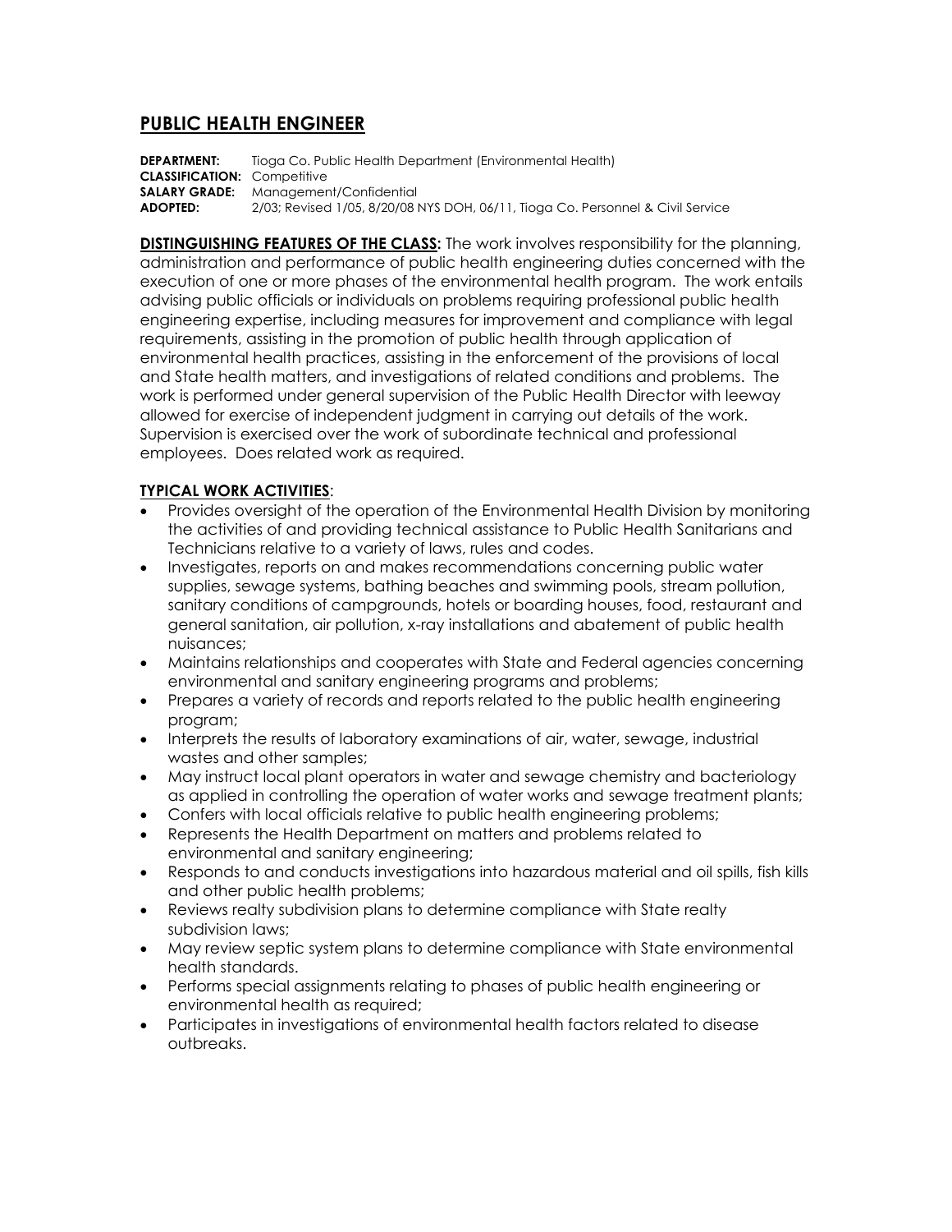# PUBLIC HEALTH ENGINEER

**DEPARTMENT:** Tioga Co. Public Health Department (Environmental Health)
**CLASSIFICATION:** Competitive
**SALARY GRADE:** Management/Confidential
**ADOPTED:** 2/03; Revised 1/05, 8/20/08 NYS DOH, 06/11, Tioga Co. Personnel & Civil Service

**DISTINGUISHING FEATURES OF THE CLASS:** The work involves responsibility for the planning, administration and performance of public health engineering duties concerned with the execution of one or more phases of the environmental health program. The work entails advising public officials or individuals on problems requiring professional public health engineering expertise, including measures for improvement and compliance with legal requirements, assisting in the promotion of public health through application of environmental health practices, assisting in the enforcement of the provisions of local and State health matters, and investigations of related conditions and problems. The work is performed under general supervision of the Public Health Director with leeway allowed for exercise of independent judgment in carrying out details of the work. Supervision is exercised over the work of subordinate technical and professional employees. Does related work as required.

**TYPICAL WORK ACTIVITIES:**

- Provides oversight of the operation of the Environmental Health Division by monitoring the activities of and providing technical assistance to Public Health Sanitarians and Technicians relative to a variety of laws, rules and codes.
- Investigates, reports on and makes recommendations concerning public water supplies, sewage systems, bathing beaches and swimming pools, stream pollution, sanitary conditions of campgrounds, hotels or boarding houses, food, restaurant and general sanitation, air pollution, x-ray installations and abatement of public health nuisances;
- Maintains relationships and cooperates with State and Federal agencies concerning environmental and sanitary engineering programs and problems;
- Prepares a variety of records and reports related to the public health engineering program;
- Interprets the results of laboratory examinations of air, water, sewage, industrial wastes and other samples;
- May instruct local plant operators in water and sewage chemistry and bacteriology as applied in controlling the operation of water works and sewage treatment plants;
- Confers with local officials relative to public health engineering problems;
- Represents the Health Department on matters and problems related to environmental and sanitary engineering;
- Responds to and conducts investigations into hazardous material and oil spills, fish kills and other public health problems;
- Reviews realty subdivision plans to determine compliance with State realty subdivision laws;
- May review septic system plans to determine compliance with State environmental health standards.
- Performs special assignments relating to phases of public health engineering or environmental health as required;
- Participates in investigations of environmental health factors related to disease outbreaks.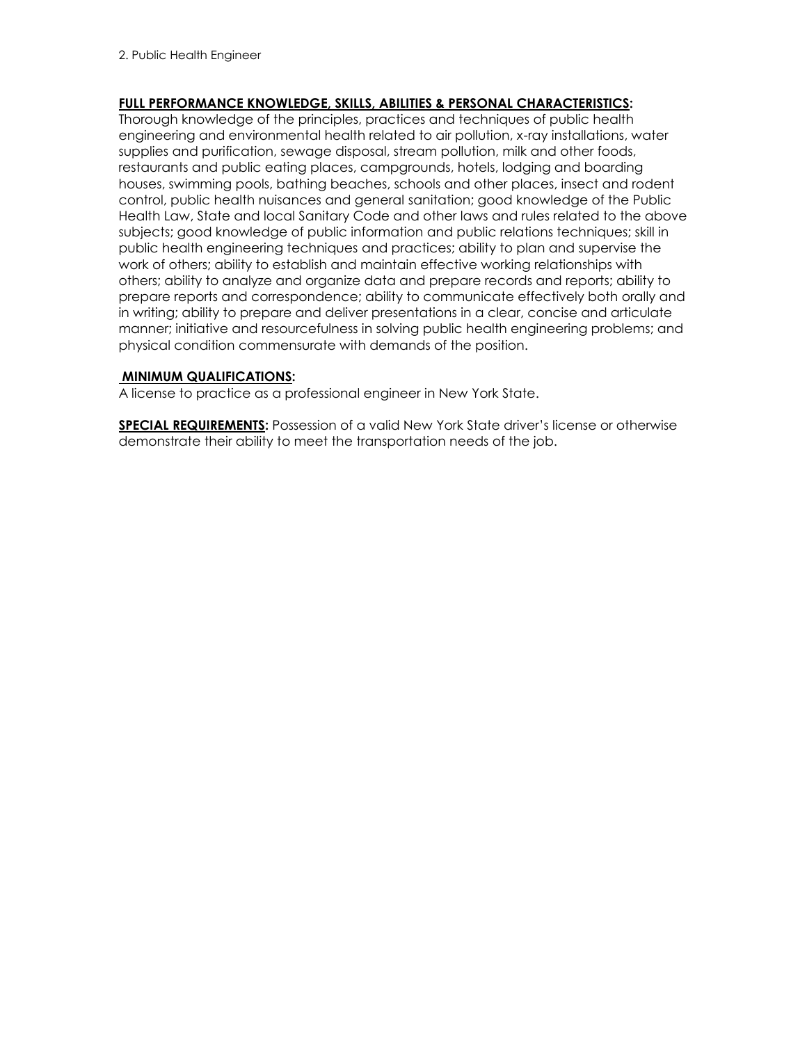**FULL PERFORMANCE KNOWLEDGE, SKILLS, ABILITIES & PERSONAL CHARACTERISTICS:**
Thorough knowledge of the principles, practices and techniques of public health engineering and environmental health related to air pollution, x-ray installations, water supplies and purification, sewage disposal, stream pollution, milk and other foods, restaurants and public eating places, campgrounds, hotels, lodging and boarding houses, swimming pools, bathing beaches, schools and other places, insect and rodent control, public health nuisances and general sanitation; good knowledge of the Public Health Law, State and local Sanitary Code and other laws and rules related to the above subjects; good knowledge of public information and public relations techniques; skill in public health engineering techniques and practices; ability to plan and supervise the work of others; ability to establish and maintain effective working relationships with others; ability to analyze and organize data and prepare records and reports; ability to prepare reports and correspondence; ability to communicate effectively both orally and in writing; ability to prepare and deliver presentations in a clear, concise and articulate manner; initiative and resourcefulness in solving public health engineering problems; and physical condition commensurate with demands of the position.

**MINIMUM QUALIFICATIONS:**
A license to practice as a professional engineer in New York State.

**SPECIAL REQUIREMENTS:** Possession of a valid New York State driver's license or otherwise demonstrate their ability to meet the transportation needs of the job.